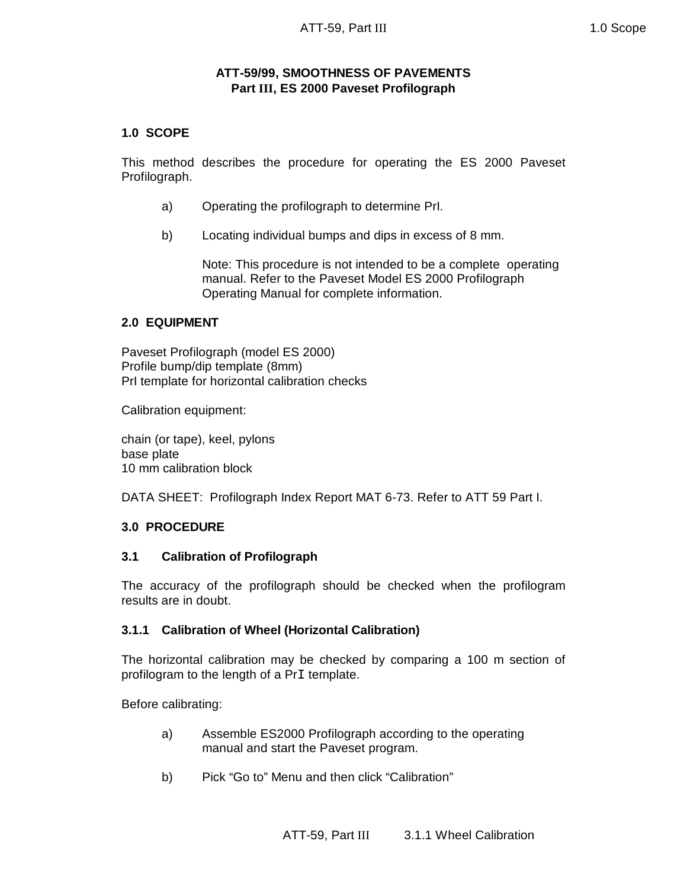# ATT-59/99, SMOOTHNESS OF PAVEMENTS
## Part III, ES 2000 Paveset Profilograph

### 1.0 SCOPE

This method describes the procedure for operating the ES 2000 Paveset Profilograph.

a) Operating the profilograph to determine PrI.

b) Locating individual bumps and dips in excess of 8 mm.

   Note: This procedure is not intended to be a complete operating manual. Refer to the Paveset Model ES 2000 Profilograph Operating Manual for complete information.

### 2.0 EQUIPMENT

Paveset Profilograph (model ES 2000)
Profile bump/dip template (8mm)
PrI template for horizontal calibration checks

Calibration equipment:

chain (or tape), keel, pylons
base plate
10 mm calibration block

DATA SHEET: Profilograph Index Report MAT 6-73. Refer to ATT 59 Part I.

### 3.0 PROCEDURE

#### 3.1 Calibration of Profilograph

The accuracy of the profilograph should be checked when the profilogram results are in doubt.

#### 3.1.1 Calibration of Wheel (Horizontal Calibration)

The horizontal calibration may be checked by comparing a 100 m section of profilogram to the length of a PrI template.

Before calibrating:

a) Assemble ES2000 Profilograph according to the operating manual and start the Paveset program.

b) Pick “Go to” Menu and then click “Calibration”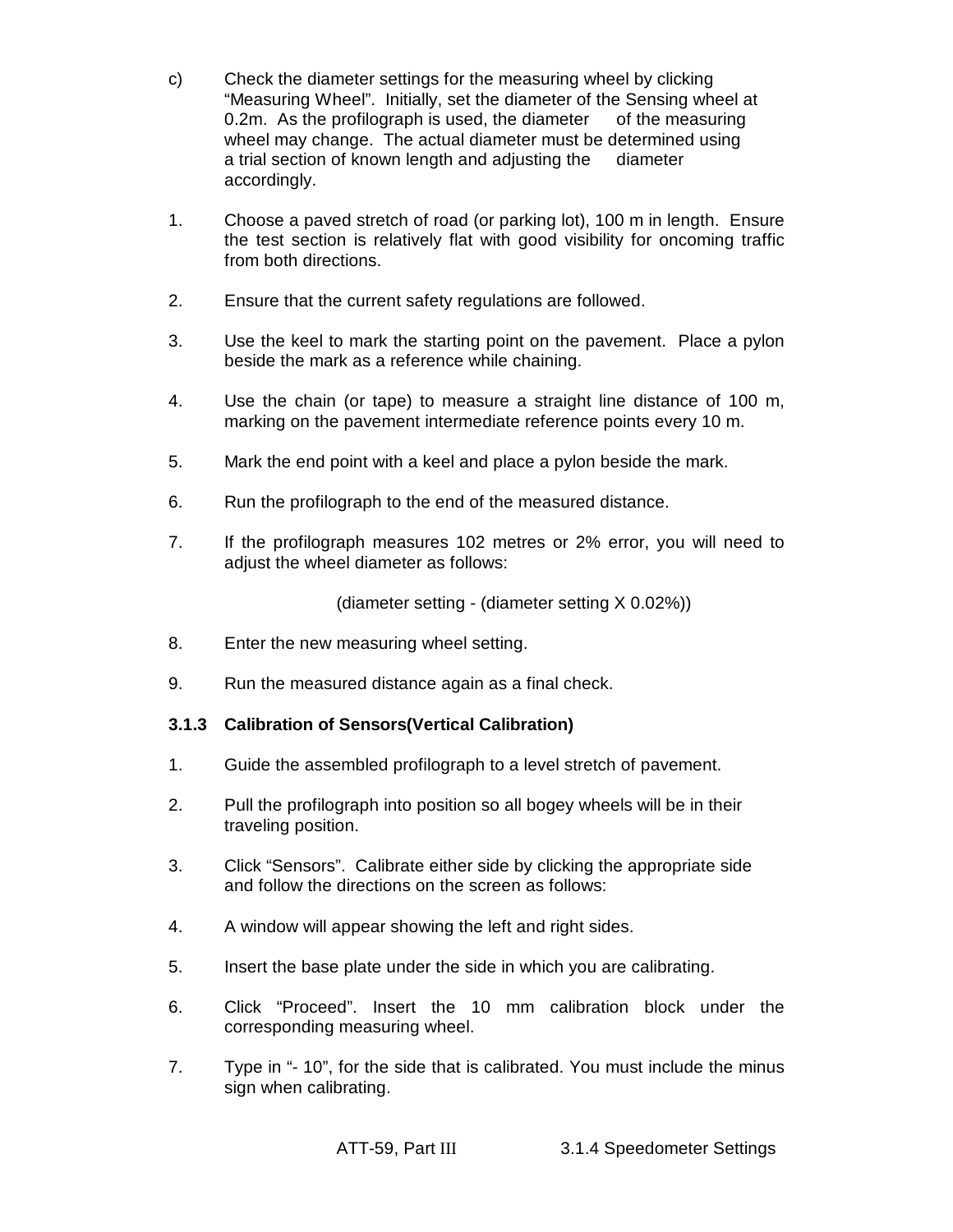c) Check the diameter settings for the measuring wheel by clicking "Measuring Wheel". Initially, set the diameter of the Sensing wheel at 0.2m. As the profilograph is used, the diameter of the measuring wheel may change. The actual diameter must be determined using a trial section of known length and adjusting the diameter accordingly.

1. Choose a paved stretch of road (or parking lot), 100 m in length. Ensure the test section is relatively flat with good visibility for oncoming traffic from both directions.

2. Ensure that the current safety regulations are followed.

3. Use the keel to mark the starting point on the pavement. Place a pylon beside the mark as a reference while chaining.

4. Use the chain (or tape) to measure a straight line distance of 100 m, marking on the pavement intermediate reference points every 10 m.

5. Mark the end point with a keel and place a pylon beside the mark.

6. Run the profilograph to the end of the measured distance.

7. If the profilograph measures 102 metres or 2% error, you will need to adjust the wheel diameter as follows:

   (diameter setting - (diameter setting X 0.02%))

8. Enter the new measuring wheel setting.

9. Run the measured distance again as a final check.

### 3.1.3 Calibration of Sensors(Vertical Calibration)

1. Guide the assembled profilograph to a level stretch of pavement.

2. Pull the profilograph into position so all bogey wheels will be in their traveling position.

3. Click "Sensors". Calibrate either side by clicking the appropriate side and follow the directions on the screen as follows:

4. A window will appear showing the left and right sides.

5. Insert the base plate under the side in which you are calibrating.

6. Click "Proceed". Insert the 10 mm calibration block under the corresponding measuring wheel.

7. Type in "- 10", for the side that is calibrated. You must include the minus sign when calibrating.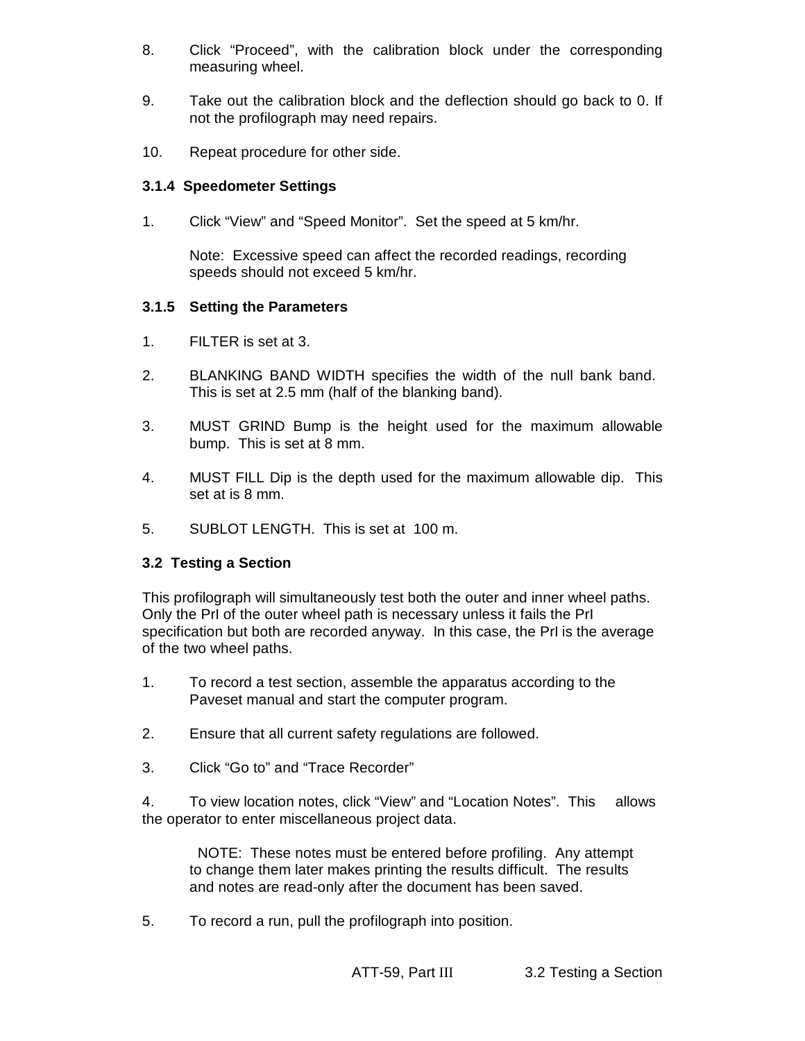8. Click “Proceed”, with the calibration block under the corresponding measuring wheel.

9. Take out the calibration block and the deflection should go back to 0. If not the profilograph may need repairs.

10. Repeat procedure for other side.

### 3.1.4 Speedometer Settings

1. Click “View” and “Speed Monitor”. Set the speed at 5 km/hr.

   Note: Excessive speed can affect the recorded readings, recording speeds should not exceed 5 km/hr.

### 3.1.5 Setting the Parameters

1. FILTER is set at 3.

2. BLANKING BAND WIDTH specifies the width of the null bank band. This is set at 2.5 mm (half of the blanking band).

3. MUST GRIND Bump is the height used for the maximum allowable bump. This is set at 8 mm.

4. MUST FILL Dip is the depth used for the maximum allowable dip. This set at is 8 mm.

5. SUBLOT LENGTH. This is set at 100 m.

## 3.2 Testing a Section

This profilograph will simultaneously test both the outer and inner wheel paths. Only the PrI of the outer wheel path is necessary unless it fails the PrI specification but both are recorded anyway. In this case, the PrI is the average of the two wheel paths.

1. To record a test section, assemble the apparatus according to the Paveset manual and start the computer program.

2. Ensure that all current safety regulations are followed.

3. Click “Go to” and “Trace Recorder”

4. To view location notes, click “View” and “Location Notes”. This allows the operator to enter miscellaneous project data.

   NOTE: These notes must be entered before profiling. Any attempt to change them later makes printing the results difficult. The results and notes are read-only after the document has been saved.

5. To record a run, pull the profilograph into position.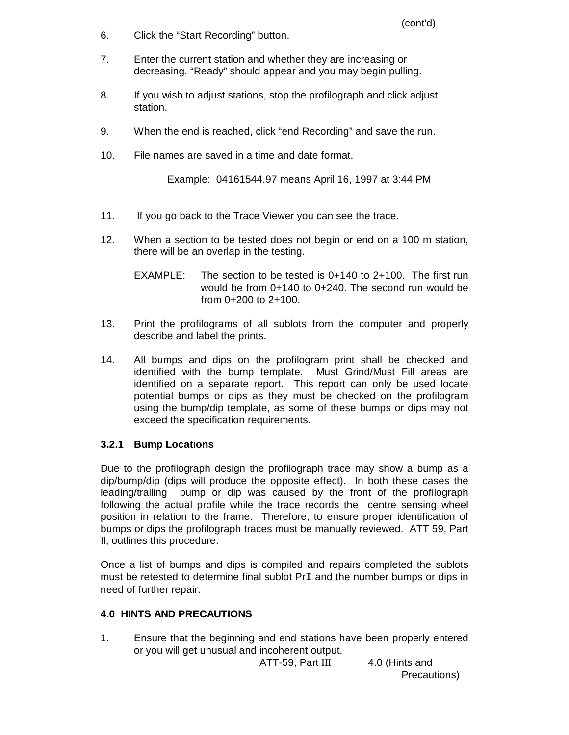(cont'd)

6. Click the “Start Recording” button.

7. Enter the current station and whether they are increasing or decreasing. “Ready” should appear and you may begin pulling.

8. If you wish to adjust stations, stop the profilograph and click adjust station.

9. When the end is reached, click “end Recording” and save the run.

10. File names are saved in a time and date format.

    Example: 04161544.97 means April 16, 1997 at 3:44 PM

11. If you go back to the Trace Viewer you can see the trace.

12. When a section to be tested does not begin or end on a 100 m station, there will be an overlap in the testing.

    EXAMPLE: The section to be tested is 0+140 to 2+100. The first run would be from 0+140 to 0+240. The second run would be from 0+200 to 2+100.

13. Print the profilograms of all sublots from the computer and properly describe and label the prints.

14. All bumps and dips on the profilogram print shall be checked and identified with the bump template. Must Grind/Must Fill areas are identified on a separate report. This report can only be used locate potential bumps or dips as they must be checked on the profilogram using the bump/dip template, as some of these bumps or dips may not exceed the specification requirements.

### 3.2.1 Bump Locations

Due to the profilograph design the profilograph trace may show a bump as a dip/bump/dip (dips will produce the opposite effect). In both these cases the leading/trailing bump or dip was caused by the front of the profilograph following the actual profile while the trace records the centre sensing wheel position in relation to the frame. Therefore, to ensure proper identification of bumps or dips the profilograph traces must be manually reviewed. ATT 59, Part II, outlines this procedure.

Once a list of bumps and dips is compiled and repairs completed the sublots must be retested to determine final sublot PrI and the number bumps or dips in need of further repair.

## 4.0 HINTS AND PRECAUTIONS

1. Ensure that the beginning and end stations have been properly entered or you will get unusual and incoherent output.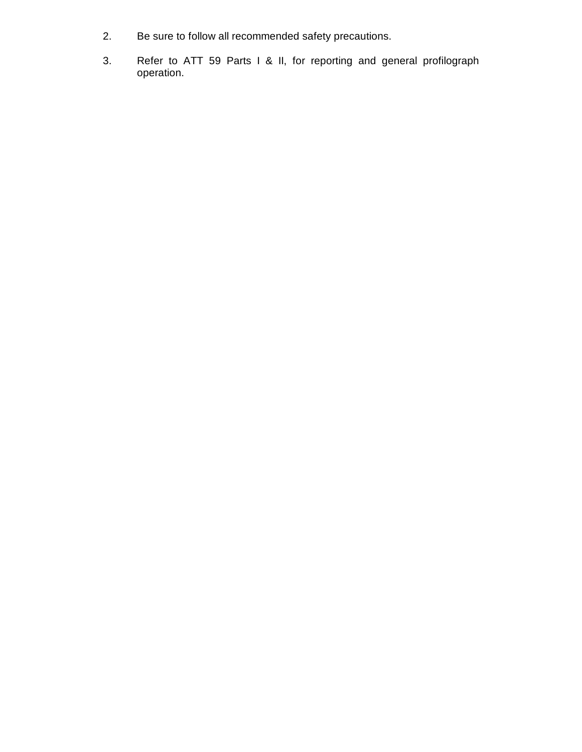2. Be sure to follow all recommended safety precautions.

3. Refer to ATT 59 Parts I & II, for reporting and general profilograph operation.